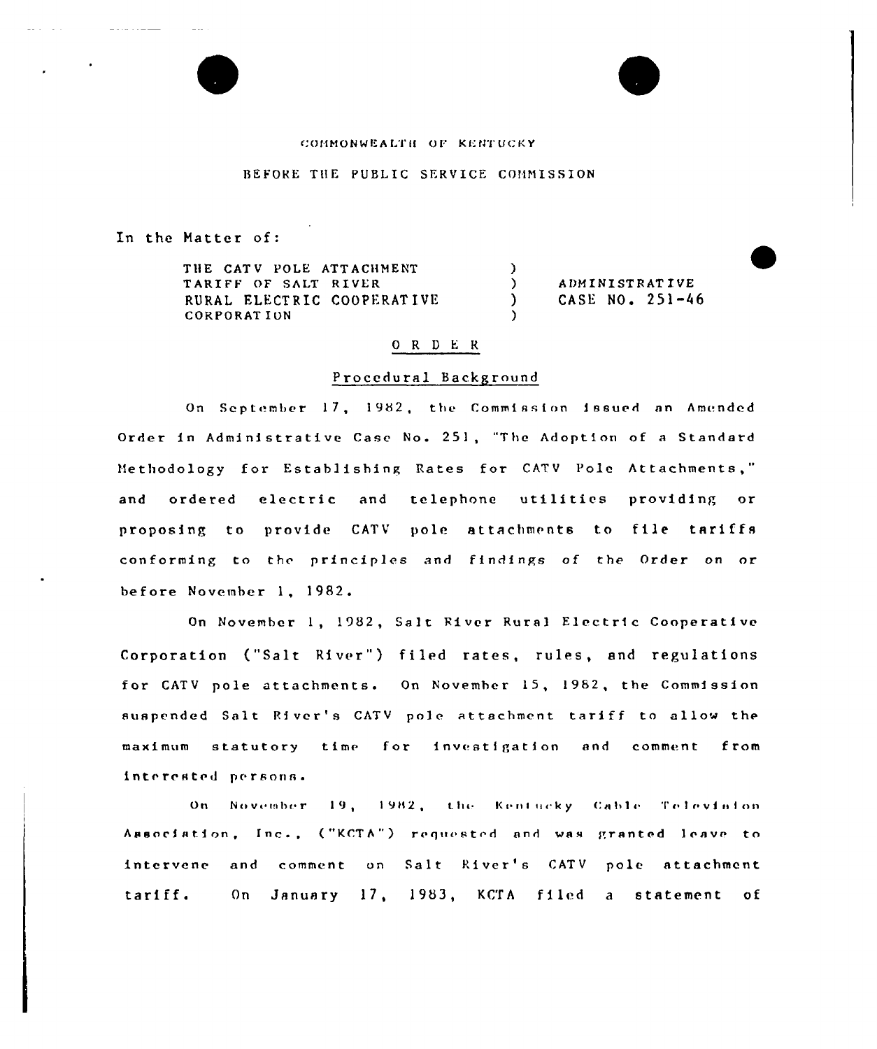COMMONWEALTH OF KENTUCKY

BEFORE THE PUBLIC SERVICE COMMISSION

In the Matter of:

| | | |
|---|---|---|
| THE CATV POLE ATTACHMENT TARIFF OF SALT RIVER RURAL ELECTRIC COOPERATIVE CORPORATION | ) | ADMINISTRATIVE CASE NO. 251-46 |

## O R D E R

### Procedural Background

On September 17, 1982, the Commission issued an Amended Order in Administrative Case No. 251, "The Adoption of a Standard Methodology for Establishing Rates for CATV Pole Attachments," and ordered electric and telephone utilities providing or proposing to provide CATV pole attachments to file tariffs conforming to the principles and findings of the Order on or before November 1, 1982.

On November 1, 1982, Salt River Rural Electric Cooperative Corporation ("Salt River") filed rates, rules, and regulations for CATV pole attachments. On November 15, 1982, the Commission suspended Salt River's CATV pole attachment tariff to allow the maximum statutory time for investigation and comment from interested persons.

On November 19, 1982, the Kentucky Cable Television Association, Inc., ("KCTA") requested and was granted leave to intervene and comment on Salt River's CATV pole attachment tariff. On January 17, 1983, KCTA filed a statement of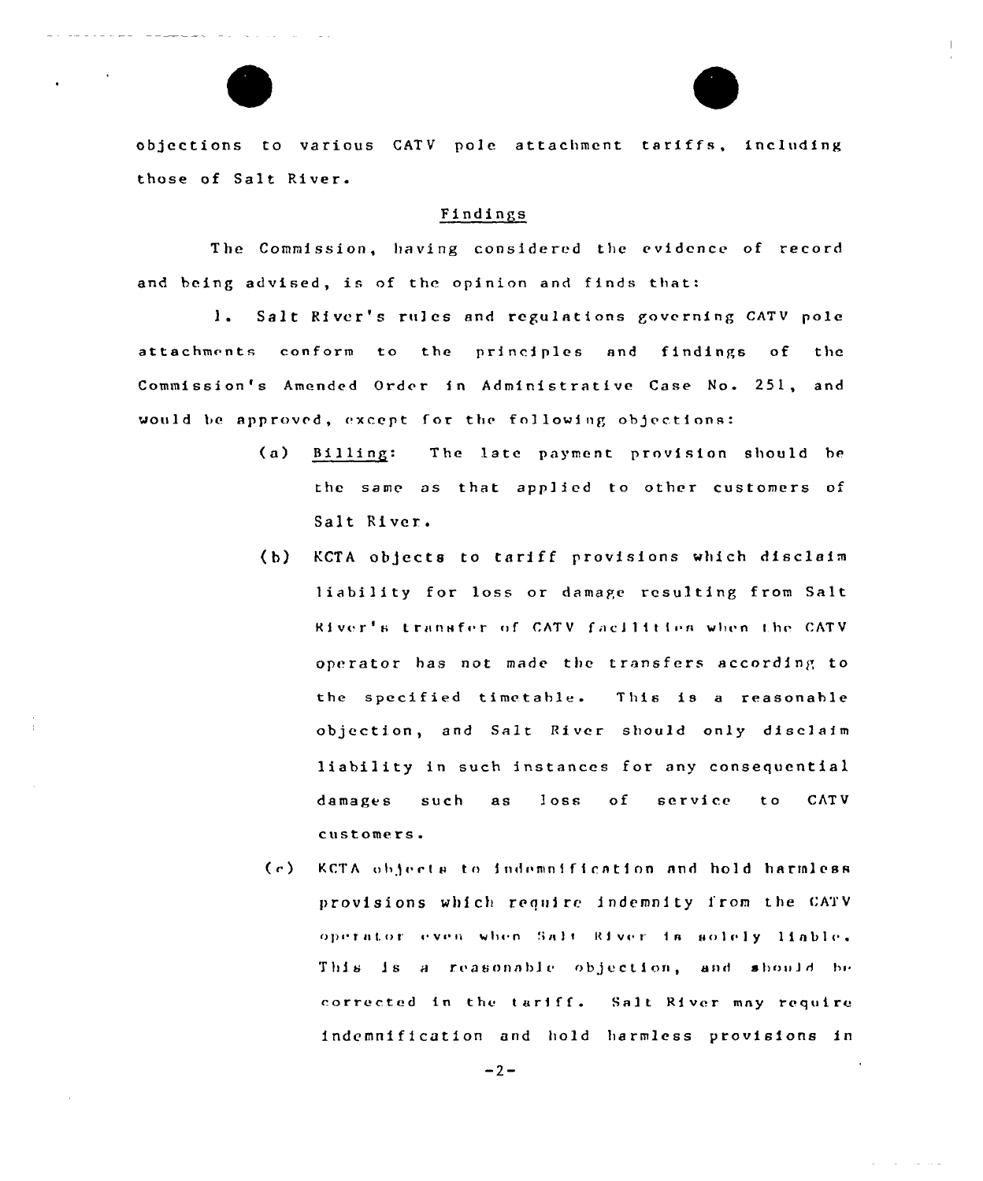objections to various CATV pole attachment tariffs, including those of Salt River.

## Findings

The Commission, having considered the evidence of record and being advised, is of the opinion and finds that:

1. Salt River's rules and regulations governing CATV pole attachments conform to the principles and findings of the Commission's Amended Order in Administrative Case No. 251, and would be approved, except for the following objections:

   (a) Billing: The late payment provision should be the same as that applied to other customers of Salt River.

   (b) KCTA objects to tariff provisions which disclaim liability for loss or damage resulting from Salt River's transfer of CATV facilities when the CATV operator has not made the transfers according to the specified timetable. This is a reasonable objection, and Salt River should only disclaim liability in such instances for any consequential damages such as loss of service to CATV customers.

   (c) KCTA objects to indemnification and hold harmless provisions which require indemnity from the CATV operator even when Salt River is solely liable. This is a reasonable objection, and should be corrected in the tariff. Salt River may require indemnification and hold harmless provisions in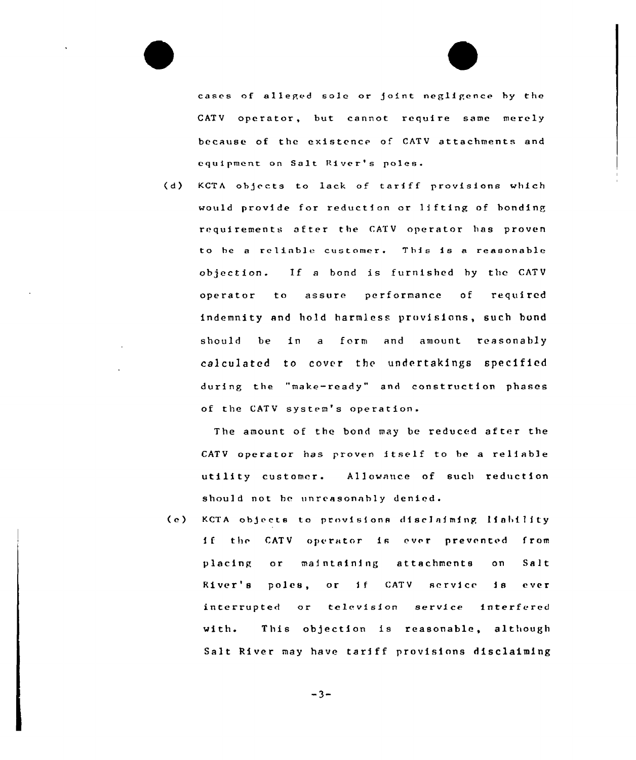cases of alleged sole or joint negligence by the CATV operator, but cannot require same merely because of the existence of CATV attachments and equipment on Salt River's poles.

(d) KCTA objects to lack of tariff provisions which would provide for reduction or lifting of bonding requirements after the CATV operator has proven to be a reliable customer. This is a reasonable objection. If a bond is furnished by the CATV operator to assure performance of required indemnity and hold harmless provisions, such bond should be in a form and amount reasonably calculated to cover the undertakings specified during the "make-ready" and construction phases of the CATV system's operation.

The amount of the bond may be reduced after the CATV operator has proven itself to be a reliable utility customer. Allowance of such reduction should not be unreasonably denied.

(e) KCTA objects to provisions disclaiming liability if the CATV operator is ever prevented from placing or maintaining attachments on Salt River's poles, or if CATV service is ever interrupted or television service interfered with. This objection is reasonable, although Salt River may have tariff provisions disclaiming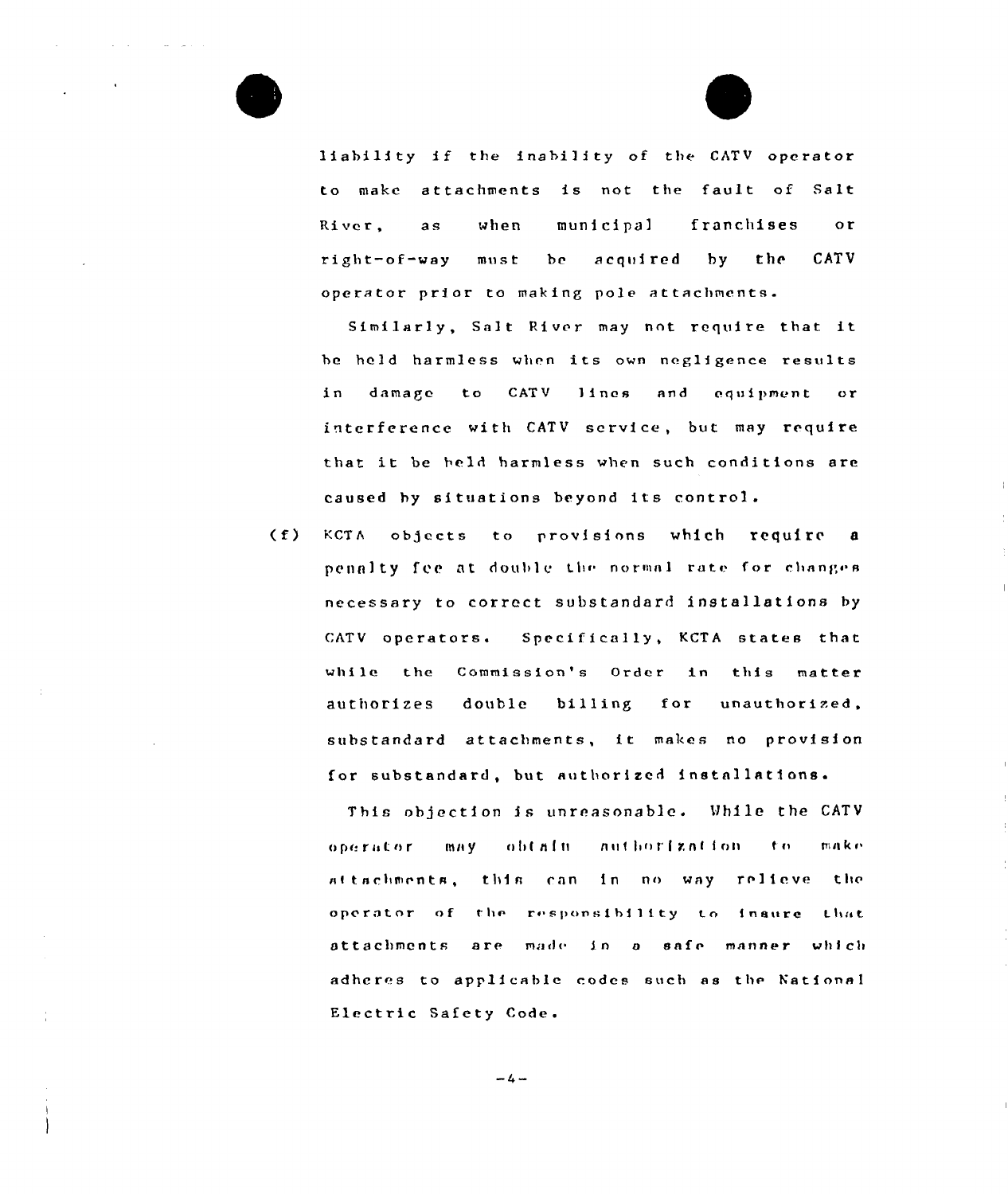liability if the inability of the CATV operator to make attachments is not the fault of Salt River, as when municipal franchises or right-of-way must be acquired by the CATV operator prior to making pole attachments.

Similarly, Salt River may not require that it be held harmless when its own negligence results in damage to CATV lines and equipment or interference with CATV service, but may require that it be held harmless when such conditions are caused by situations beyond its control.

(f) KCTA objects to provisions which require a penalty fee at double the normal rate for changes necessary to correct substandard installations by CATV operators. Specifically, KCTA states that while the Commission's Order in this matter authorizes double billing for unauthorized, substandard attachments, it makes no provision for substandard, but authorized installations.

This objection is unreasonable. While the CATV operator may obtain authorization to make attachments, this can in no way relieve the operator of the responsibility to insure that attachments are made in a safe manner which adheres to applicable codes such as the National Electric Safety Code.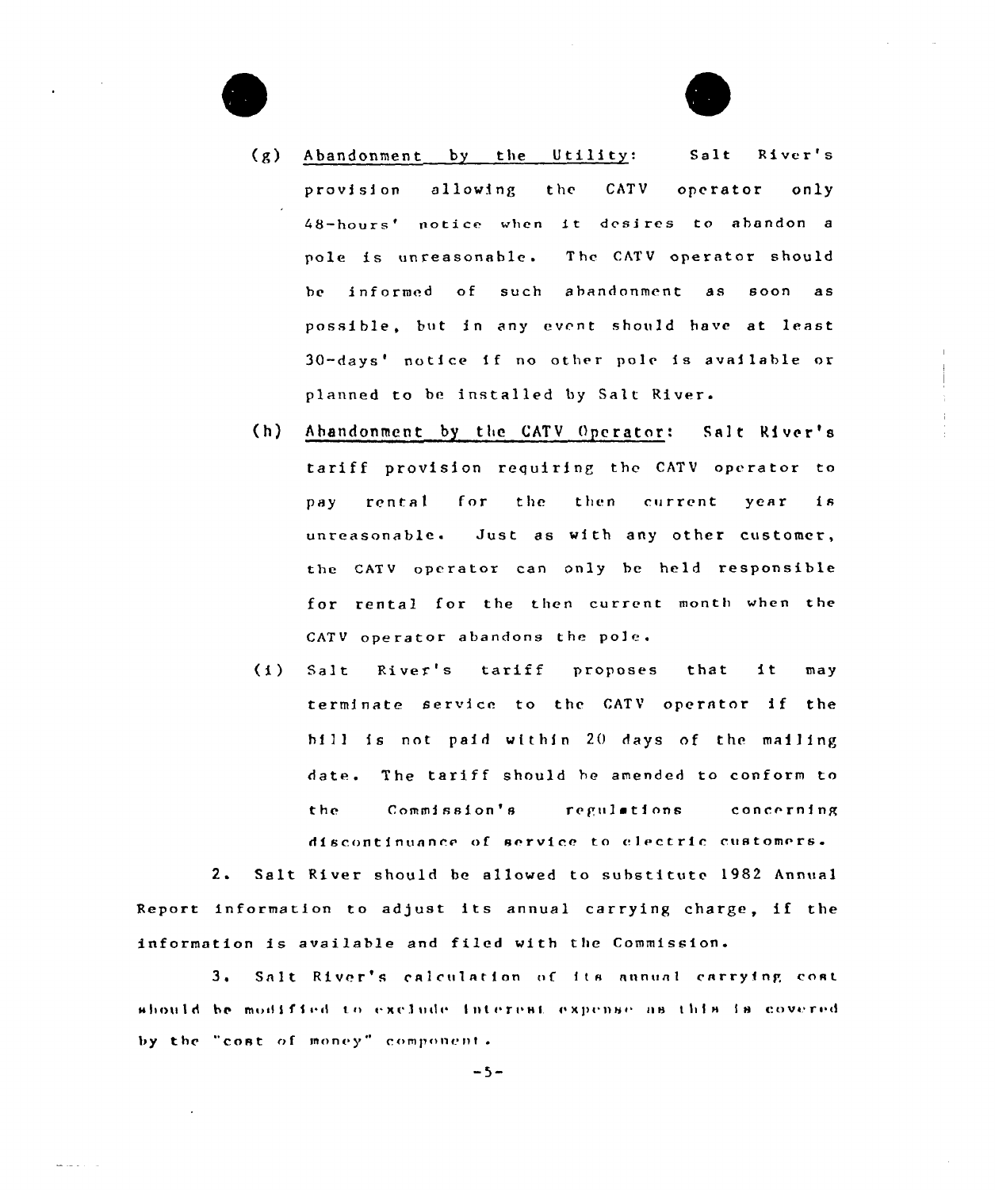(g) Abandonment by the Utility: Salt River's provision allowing the CATV operator only 48-hours' notice when it desires to abandon a pole is unreasonable. The CATV operator should be informed of such abandonment as soon as possible, but in any event should have at least 30-days' notice if no other pole is available or planned to be installed by Salt River.

(h) Abandonment by the CATV Operator: Salt River's tariff provision requiring the CATV operator to pay rental for the then current year is unreasonable. Just as with any other customer, the CATV operator can only be held responsible for rental for the then current month when the CATV operator abandons the pole.

(i) Salt River's tariff proposes that it may terminate service to the CATV operator if the bill is not paid within 20 days of the mailing date. The tariff should be amended to conform to the Commission's regulations concerning discontinuance of service to electric customers.

2. Salt River should be allowed to substitute 1982 Annual Report information to adjust its annual carrying charge, if the information is available and filed with the Commission.

3. Salt River's calculation of its annual carrying cost should be modified to exclude interest expense as this is covered by the "cost of money" component.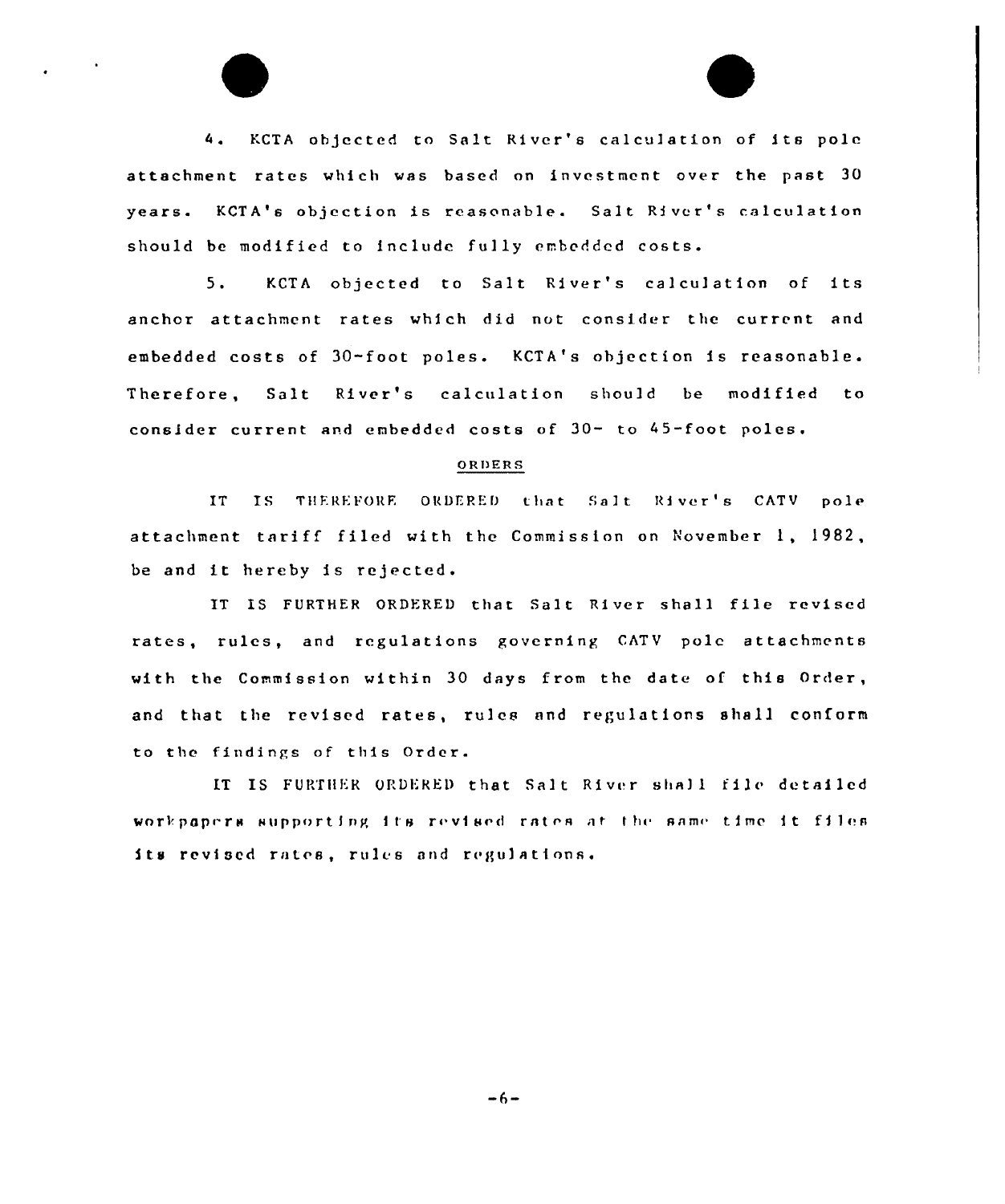4. KCTA objected to Salt River's calculation of its pole attachment rates which was based on investment over the past 30 years. KCTA's objection is reasonable. Salt River's calculation should be modified to include fully embedded costs.

5. KCTA objected to Salt River's calculation of its anchor attachment rates which did not consider the current and embedded costs of 30-foot poles. KCTA's objection is reasonable. Therefore, Salt River's calculation should be modified to consider current and embedded costs of 30- to 45-foot poles.

## ORDERS

IT IS THEREFORE ORDERED that Salt River's CATV pole attachment tariff filed with the Commission on November 1, 1982, be and it hereby is rejected.

IT IS FURTHER ORDERED that Salt River shall file revised rates, rules, and regulations governing CATV pole attachments with the Commission within 30 days from the date of this Order, and that the revised rates, rules and regulations shall conform to the findings of this Order.

IT IS FURTHER ORDERED that Salt River shall file detailed workpapers supporting its revised rates at the same time it files its revised rates, rules and regulations.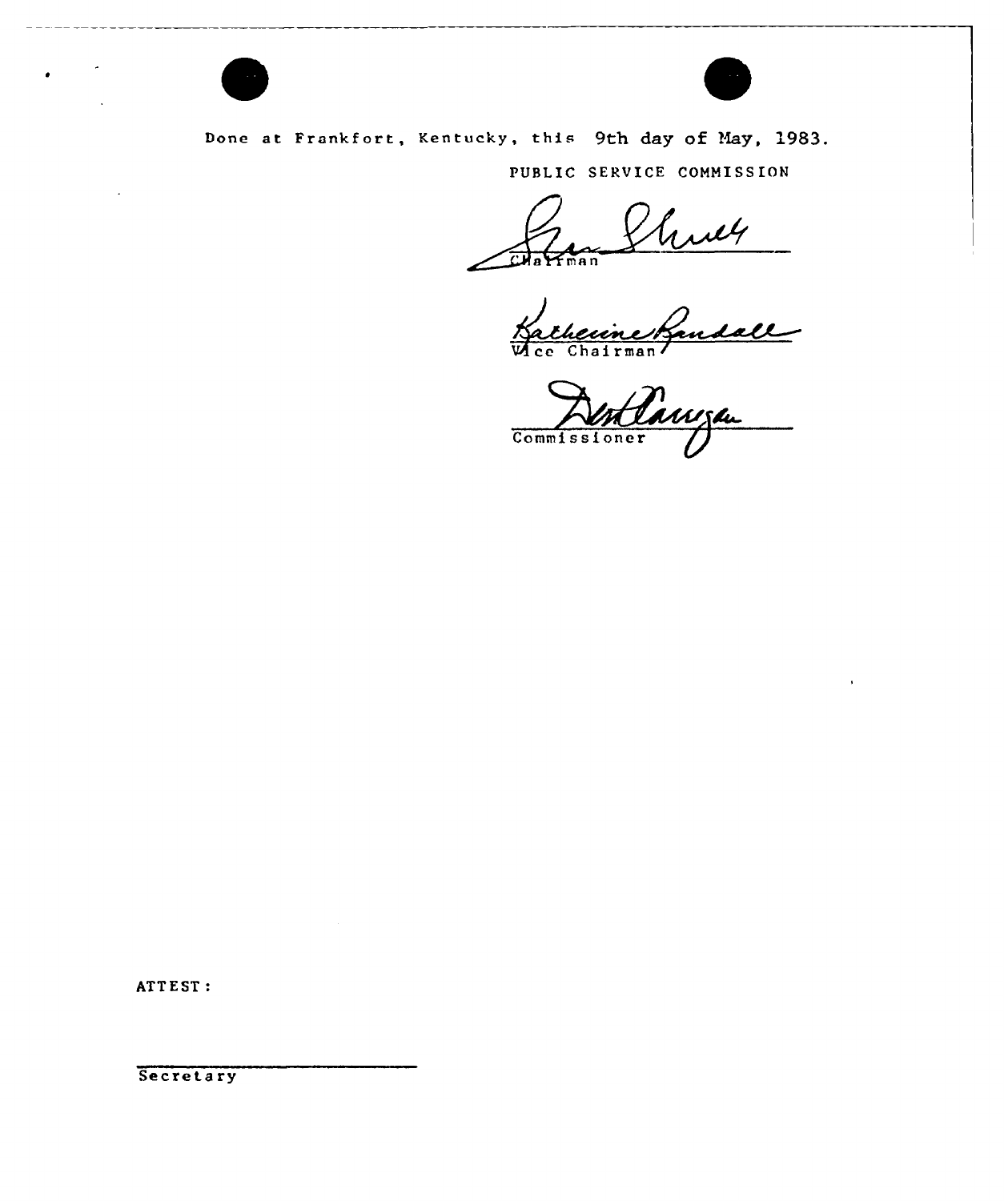Done at Frankfort, Kentucky, this 9th day of May, 1983.

PUBLIC SERVICE COMMISSION

Chairman

Vice Chairman

Commissioner

ATTEST:

Secretary